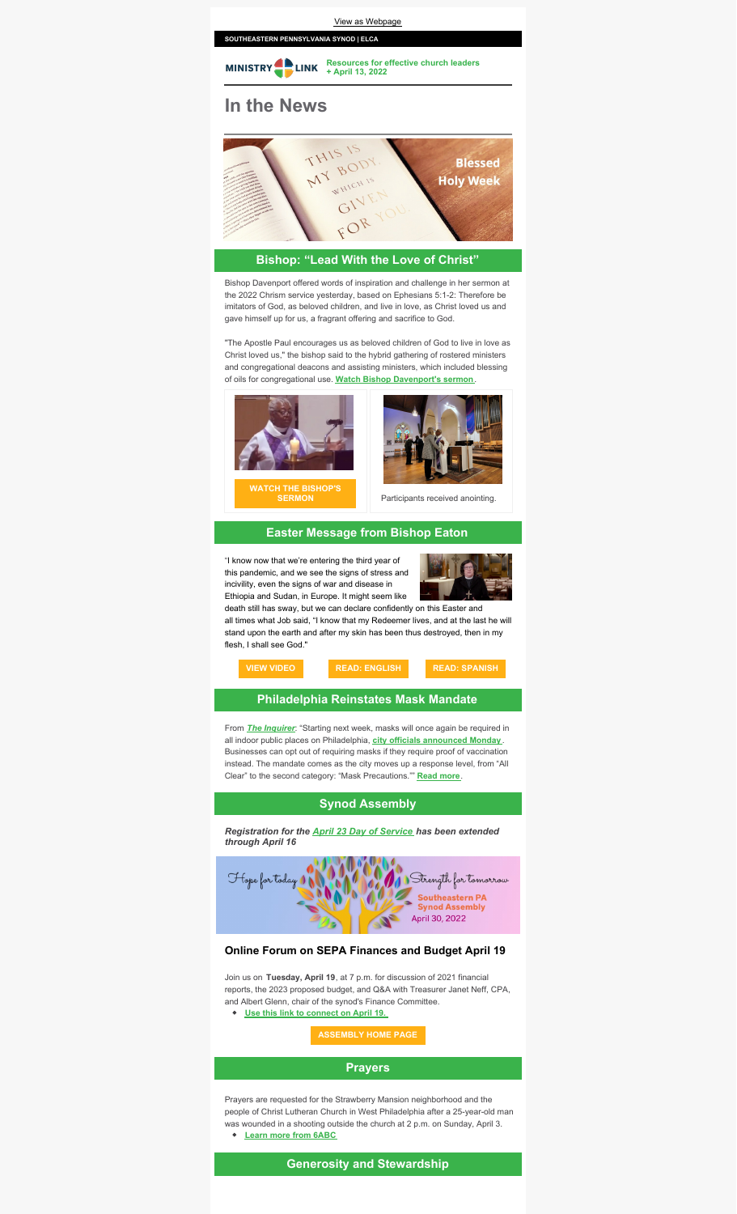View as Webpage

**SOUTHEASTERN PENNSYLVANIA SYNOD | ELCA**

MINISTRY LINK **Resources for effective church leaders + April 13, 2022**

# In the News

## Bishop: "Lead With the Love of Christ"

Bishop Davenport offered words of inspiration and challenge in her sermon at the 2022 Chrism service yesterday, based on Ephesians 5:1-2: Therefore be imitators of God, as beloved children, and live in love, as Christ loved us and gave himself up for us, a fragrant offering and sacrifice to God.

"The Apostle Paul encourages us as beloved children of God to live in love as Christ loved us," the bishop said to the hybrid gathering of rostered ministers and congregational deacons and assisting ministers, which included blessing of oils for congregational use. **Watch Bishop Davenport's sermon**.

**WATCH THE BISHOP'S SERMON**

Participants received anointing.

## Easter Message from Bishop Eaton

"I know now that we're entering the third year of this pandemic, and we see the signs of stress and incivility, even the signs of war and disease in Ethiopia and Sudan, in Europe. It might seem like death still has sway, but we can declare confidently on this Easter and all times what Job said, "I know that my Redeemer lives, and at the last he will stand upon the earth and after my skin has been thus destroyed, then in my flesh, I shall see God."

**VIEW VIDEO** **READ: ENGLISH** **READ: SPANISH**

## Philadelphia Reinstates Mask Mandate

From ***The Inquirer***: "Starting next week, masks will once again be required in all indoor public places on Philadelphia, **city officials announced Monday**. Businesses can opt out of requiring masks if they require proof of vaccination instead. The mandate comes as the city moves up a response level, from "All Clear" to the second category: "Mask Precautions."" **Read more**.

## Synod Assembly

***Registration for the April 23 Day of Service has been extended through April 16***

Hope for today Strength for tomorrow
Southeastern PA Synod Assembly
April 30, 2022

### Online Forum on SEPA Finances and Budget April 19

Join us on **Tuesday, April 19**, at 7 p.m. for discussion of 2021 financial reports, the 2023 proposed budget, and Q&A with Treasurer Janet Neff, CPA, and Albert Glenn, chair of the synod's Finance Committee.

- **Use this link to connect on April 19.**

**ASSEMBLY HOME PAGE**

## Prayers

Prayers are requested for the Strawberry Mansion neighborhood and the people of Christ Lutheran Church in West Philadelphia after a 25-year-old man was wounded in a shooting outside the church at 2 p.m. on Sunday, April 3.

- **Learn more from 6ABC**

## Generosity and Stewardship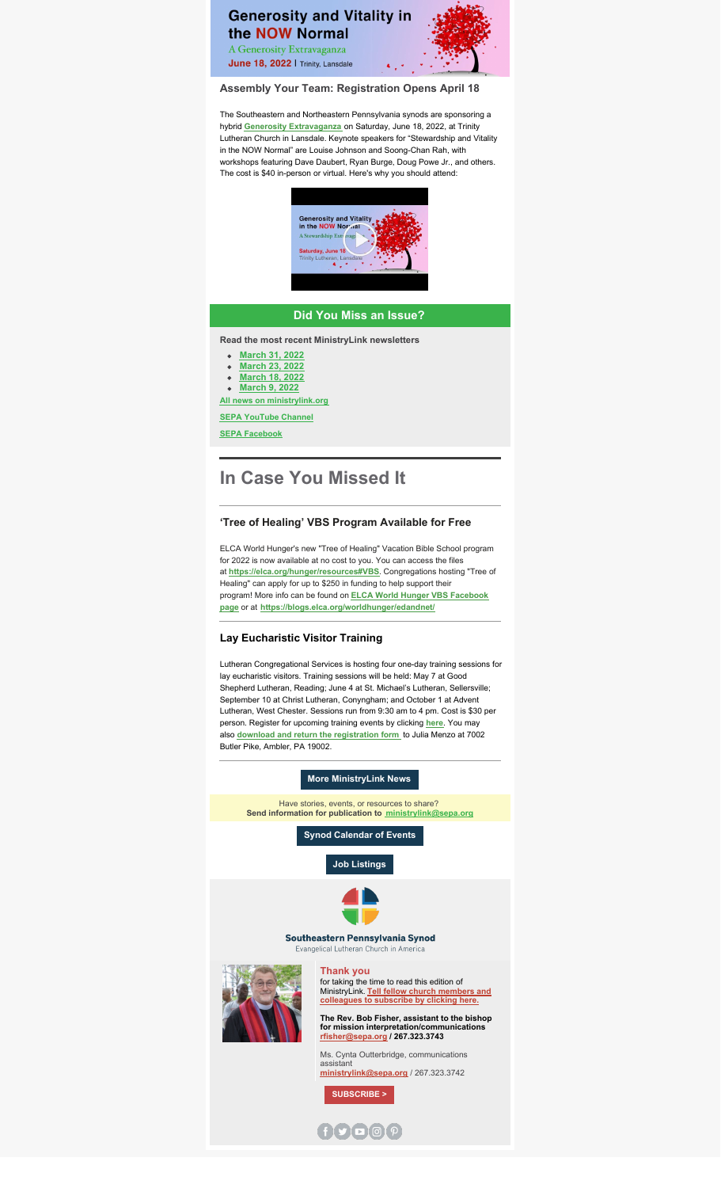## Generosity and Vitality in the NOW Normal

A Generosity Extravaganza

**June 18, 2022** | Trinity, Lansdale

### Assembly Your Team: Registration Opens April 18

The Southeastern and Northeastern Pennsylvania synods are sponsoring a hybrid **Generosity Extravaganza** on Saturday, June 18, 2022, at Trinity Lutheran Church in Lansdale. Keynote speakers for "Stewardship and Vitality in the NOW Normal" are Louise Johnson and Soong-Chan Rah, with workshops featuring Dave Daubert, Ryan Burge, Doug Powe Jr., and others. The cost is $40 in-person or virtual. Here's why you should attend:

### Did You Miss an Issue?

**Read the most recent MinistryLink newsletters**

- **March 31, 2022**
- **March 23, 2022**
- **March 18, 2022**
- **March 9, 2022**

**All news on ministrylink.org**

**SEPA YouTube Channel**

**SEPA Facebook**

# In Case You Missed It

### 'Tree of Healing' VBS Program Available for Free

ELCA World Hunger's new "Tree of Healing" Vacation Bible School program for 2022 is now available at no cost to you. You can access the files at **https://elca.org/hunger/resources#VBS**. Congregations hosting "Tree of Healing" can apply for up to $250 in funding to help support their program! More info can be found on **ELCA World Hunger VBS Facebook page** or at **https://blogs.elca.org/worldhunger/edandnet/**

### Lay Eucharistic Visitor Training

Lutheran Congregational Services is hosting four one-day training sessions for lay eucharistic visitors. Training sessions will be held: May 7 at Good Shepherd Lutheran, Reading; June 4 at St. Michael's Lutheran, Sellersville; September 10 at Christ Lutheran, Conyngham; and October 1 at Advent Lutheran, West Chester. Sessions run from 9:30 am to 4 pm. Cost is $30 per person. Register for upcoming training events by clicking **here**. You may also **download and return the registration form** to Julia Menzo at 7002 Butler Pike, Ambler, PA 19002.

**More MinistryLink News**

Have stories, events, or resources to share?
**Send information for publication to ministrylink@sepa.org**

**Synod Calendar of Events**

**Job Listings**

**Southeastern Pennsylvania Synod**
Evangelical Lutheran Church in America

**Thank you**
for taking the time to read this edition of MinistryLink. **Tell fellow church members and colleagues to subscribe by clicking here.**

**The Rev. Bob Fisher, assistant to the bishop for mission interpretation/communications**
**rfisher@sepa.org / 267.323.3743**

Ms. Cynta Outterbridge, communications assistant
**ministrylink@sepa.org** / 267.323.3742

**SUBSCRIBE >**